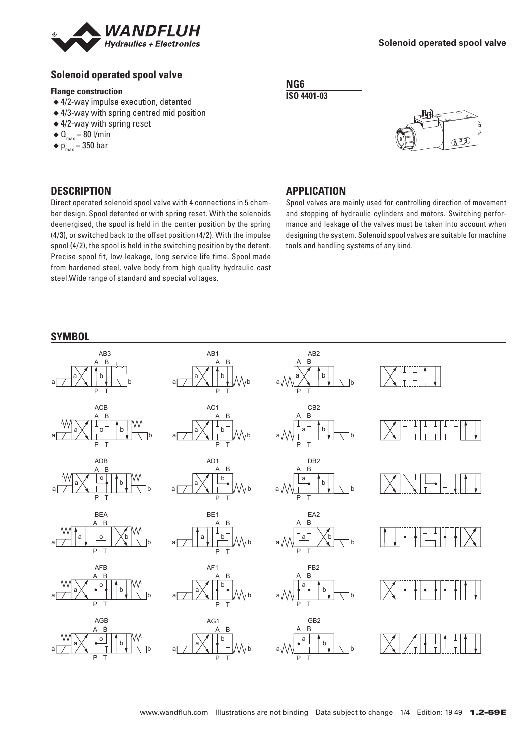## Solenoid operated spool valve

### Flange construction

- 4/2-way impulse execution, detented
- 4/3-way with spring centred mid position
- 4/2-way with spring reset
- $Q_{max}$ = 80 l/min
- $p_{max}$ = 350 bar

**NG6**

**ISO 4401-03**

## DESCRIPTION

Direct operated solenoid spool valve with 4 connections in 5 chamber design. Spool detented or with spring reset. With the solenoids deenergised, the spool is held in the center position by the spring (4/3), or switched back to the offset position (4/2). With the impulse spool (4/2), the spool is held in the switching position by the detent. Precise spool fit, low leakage, long service life time. Spool made from hardened steel, valve body from high quality hydraulic cast steel.Wide range of standard and special voltages.

## APPLICATION

Spool valves are mainly used for controlling direction of movement and stopping of hydraulic cylinders and motors. Switching performance and leakage of the valves must be taken into account when designing the system. Solenoid spool valves are suitable for machine tools and handling systems of any kind.

## SYMBOL

AB3, AB1, AB2

ACB, AC1, CB2

ADB, AD1, DB2

BEA, BE1, EA2

AFB, AF1, FB2

AGB, AG1, GB2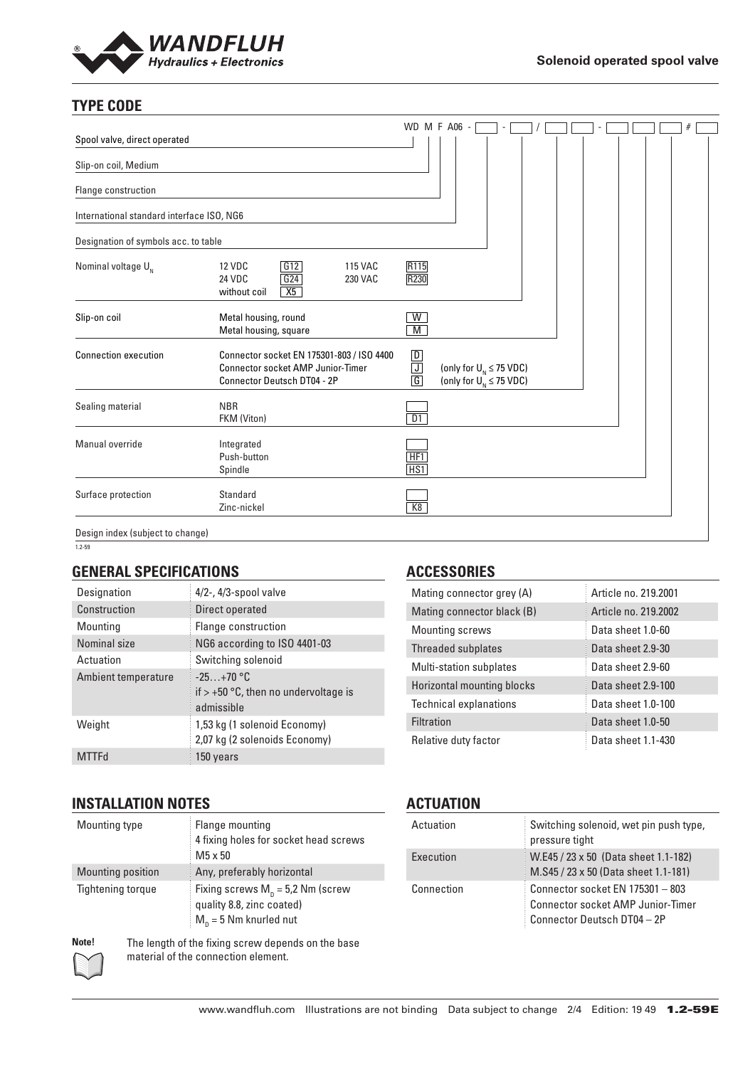## TYPE CODE

WD M F A06 - [ ] - [ ] / [ ] [ ] - [ ] [ ] [ ] # [ ]

| | | | |
|---|---|---|---|
| Spool valve, direct operated | | | WD |
| Slip-on coil, Medium | | | M |
| Flange construction | | | F |
| International standard interface ISO, NG6 | | | A06 |
| Designation of symbols acc. to table | | | |
| Nominal voltage $U_N$ | 12 VDC | G12 | |
| | 24 VDC | G24 | |
| | without coil | X5 | |
| | 115 VAC | R115 | |
| | 230 VAC | R230 | |
| Slip-on coil | Metal housing, round | W | |
| | Metal housing, square | M | |
| Connection execution | Connector socket EN 175301-803 / ISO 4400 | D | |
| | Connector socket AMP Junior-Timer | J | (only for $U_N \leq 75$ VDC) |
| | Connector Deutsch DT04 - 2P | G | (only for $U_N \leq 75$ VDC) |
| Sealing material | NBR | | |
| | FKM (Viton) | D1 | |
| Manual override | Integrated | | |
| | Push-button | HF1 | |
| | Spindle | HS1 | |
| Surface protection | Standard | | |
| | Zinc-nickel | K8 | |
| Design index (subject to change) | | | |

1.2-59

## GENERAL SPECIFICATIONS

| | |
|---|---|
| Designation | 4/2-, 4/3-spool valve |
| Construction | Direct operated |
| Mounting | Flange construction |
| Nominal size | NG6 according to ISO 4401-03 |
| Actuation | Switching solenoid |
| Ambient temperature | -25…+70 °C<br>if > +50 °C, then no undervoltage is admissible |
| Weight | 1,53 kg (1 solenoid Economy)<br>2,07 kg (2 solenoids Economy) |
| MTTFd | 150 years |

## ACCESSORIES

| | |
|---|---|
| Mating connector grey (A) | Article no. 219.2001 |
| Mating connector black (B) | Article no. 219.2002 |
| Mounting screws | Data sheet 1.0-60 |
| Threaded subplates | Data sheet 2.9-30 |
| Multi-station subplates | Data sheet 2.9-60 |
| Horizontal mounting blocks | Data sheet 2.9-100 |
| Technical explanations | Data sheet 1.0-100 |
| Filtration | Data sheet 1.0-50 |
| Relative duty factor | Data sheet 1.1-430 |

## INSTALLATION NOTES

| | |
|---|---|
| Mounting type | Flange mounting<br>4 fixing holes for socket head screws M5 x 50 |
| Mounting position | Any, preferably horizontal |
| Tightening torque | Fixing screws $M_D$ = 5,2 Nm (screw quality 8.8, zinc coated)<br>$M_D$ = 5 Nm knurled nut |

**Note!** The length of the fixing screw depends on the base material of the connection element.

## ACTUATION

| | |
|---|---|
| Actuation | Switching solenoid, wet pin push type, pressure tight |
| Execution | W.E45 / 23 x 50 (Data sheet 1.1-182)<br>M.S45 / 23 x 50 (Data sheet 1.1-181) |
| Connection | Connector socket EN 175301 – 803<br>Connector socket AMP Junior-Timer<br>Connector Deutsch DT04 – 2P |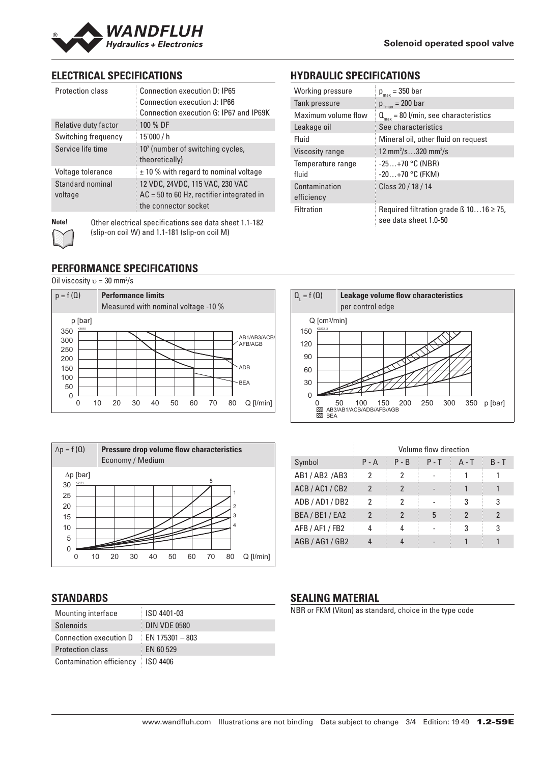## ELECTRICAL SPECIFICATIONS

| | |
|---|---|
| Protection class | Connection execution D: IP65<br>Connection execution J: IP66<br>Connection execution G: IP67 and IP69K |
| Relative duty factor | 100 % DF |
| Switching frequency | 15'000 / h |
| Service life time | $10^7$ (number of switching cycles, theoretically) |
| Voltage tolerance | ± 10 % with regard to nominal voltage |
| Standard nominal voltage | 12 VDC, 24VDC, 115 VAC, 230 VAC<br>AC = 50 to 60 Hz, rectifier integrated in the connector socket |

**Note!** Other electrical specifications see data sheet 1.1-182 (slip-on coil W) and 1.1-181 (slip-on coil M)

## HYDRAULIC SPECIFICATIONS

| | |
|---|---|
| Working pressure | $p_{max}$ = 350 bar |
| Tank pressure | $p_{T_{max}}$ = 200 bar |
| Maximum volume flow | $Q_{max}$ = 80 l/min, see characteristics |
| Leakage oil | See characteristics |
| Fluid | Mineral oil, other fluid on request |
| Viscosity range | 12 mm²/s…320 mm²/s |
| Temperature range fluid | -25…+70 °C (NBR)<br>-20…+70 °C (FKM) |
| Contamination efficiency | Class 20 / 18 / 14 |
| Filtration | Required filtration grade ß 10…16 ≥ 75, see data sheet 1.0-50 |

## PERFORMANCE SPECIFICATIONS

Oil viscosity $\upsilon$ = 30 mm²/s

$p = f(Q)$ **Performance limits**
Measured with nominal voltage -10 %

$Q_L = f(Q)$ **Leakage volume flow characteristics**
per control edge

$\Delta p = f(Q)$ **Pressure drop volume flow characteristics**
Economy / Medium

| | Volume flow direction | | | | |
|---|---|---|---|---|---|
| Symbol | P - A | P - B | P - T | A - T | B - T |
| AB1 / AB2 /AB3 | 2 | 2 | - | 1 | 1 |
| ACB / AC1 / CB2 | 2 | 2 | - | 1 | 1 |
| ADB / AD1 / DB2 | 2 | 2 | - | 3 | 3 |
| BEA / BE1 / EA2 | 2 | 2 | 5 | 2 | 2 |
| AFB / AF1 / FB2 | 4 | 4 | - | 3 | 3 |
| AGB / AG1 / GB2 | 4 | 4 | - | 1 | 1 |

## STANDARDS

| | |
|---|---|
| Mounting interface | ISO 4401-03 |
| Solenoids | DIN VDE 0580 |
| Connection execution D | EN 175301 – 803 |
| Protection class | EN 60 529 |
| Contamination efficiency | ISO 4406 |

## SEALING MATERIAL

NBR or FKM (Viton) as standard, choice in the type code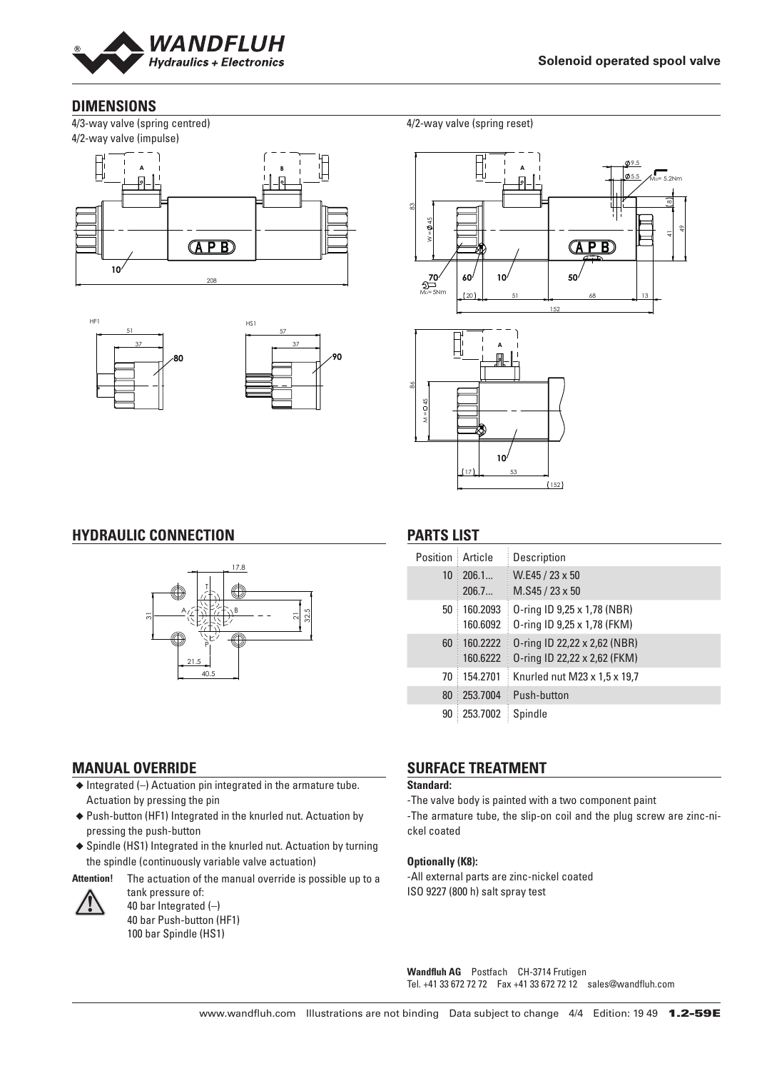## DIMENSIONS

4/3-way valve (spring centred)
4/2-way valve (impulse)

4/2-way valve (spring reset)

HF1

HS1

## HYDRAULIC CONNECTION

## PARTS LIST

| Position | Article | Description |
|---|---|---|
| 10 | 206.1...<br>206.7... | W.E45 / 23 x 50<br>M.S45 / 23 x 50 |
| 50 | 160.2093<br>160.6092 | O-ring ID 9,25 x 1,78 (NBR)<br>O-ring ID 9,25 x 1,78 (FKM) |
| 60 | 160.2222<br>160.6222 | O-ring ID 22,22 x 2,62 (NBR)<br>O-ring ID 22,22 x 2,62 (FKM) |
| 70 | 154.2701 | Knurled nut M23 x 1,5 x 19,7 |
| 80 | 253.7004 | Push-button |
| 90 | 253.7002 | Spindle |

## MANUAL OVERRIDE

- Integrated (–) Actuation pin integrated in the armature tube. Actuation by pressing the pin
- Push-button (HF1) Integrated in the knurled nut. Actuation by pressing the push-button
- Spindle (HS1) Integrated in the knurled nut. Actuation by turning the spindle (continuously variable valve actuation)

**Attention!** The actuation of the manual override is possible up to a tank pressure of:
40 bar Integrated (–)
40 bar Push-button (HF1)
100 bar Spindle (HS1)

## SURFACE TREATMENT

**Standard:**

-The valve body is painted with a two component paint
-The armature tube, the slip-on coil and the plug screw are zinc-nickel coated

**Optionally (K8):**

-All external parts are zinc-nickel coated
ISO 9227 (800 h) salt spray test

**Wandfluh AG** Postfach CH-3714 Frutigen
Tel. +41 33 672 72 72 Fax +41 33 672 72 12 sales@wandfluh.com